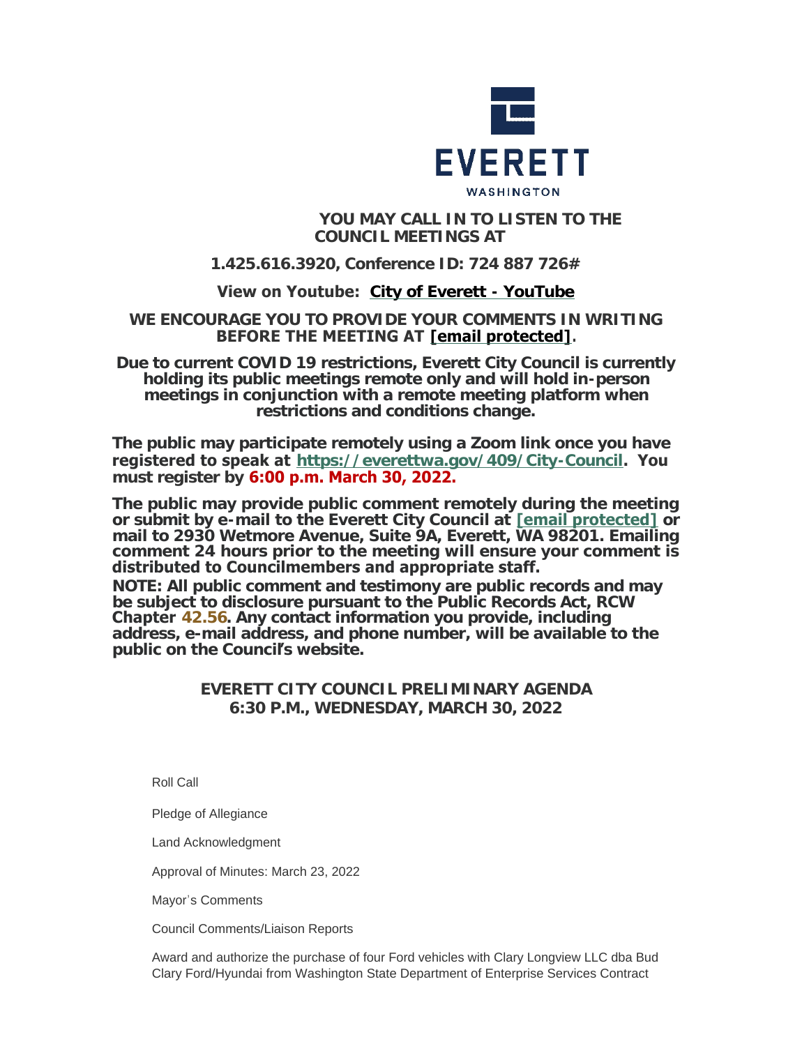EVERETT

WASHINGTON

**YOU MAY CALL IN TO LISTEN TO THE COUNCIL MEETINGS AT**

**1.425.616.3920, Conference ID: 724 887 726#**

**View on Youtube: City of Everett - YouTube**

**WE ENCOURAGE YOU TO PROVIDE YOUR COMMENTS IN WRITING BEFORE THE MEETING AT [email protected].**

**Due to current COVID 19 restrictions, Everett City Council is currently holding its public meetings remote only and will hold in-person meetings in conjunction with a remote meeting platform when restrictions and conditions change.**

**The public may participate remotely using a Zoom link once you have registered to speak at https://everettwa.gov/409/City-Council. You must register by 6:00 p.m. March 30, 2022.**

**The public may provide public comment remotely during the meeting or submit by e-mail to the Everett City Council at [email protected] or mail to 2930 Wetmore Avenue, Suite 9A, Everett, WA 98201. Emailing comment 24 hours prior to the meeting will ensure your comment is distributed to Councilmembers and appropriate staff.**

**NOTE: All public comment and testimony are public records and may be subject to disclosure pursuant to the Public Records Act, RCW Chapter 42.56. Any contact information you provide, including address, e-mail address, and phone number, will be available to the public on the Council's website.**

**EVERETT CITY COUNCIL PRELIMINARY AGENDA**
**6:30 P.M., WEDNESDAY, MARCH 30, 2022**

Roll Call

Pledge of Allegiance

Land Acknowledgment

Approval of Minutes: March 23, 2022

Mayor's Comments

Council Comments/Liaison Reports

Award and authorize the purchase of four Ford vehicles with Clary Longview LLC dba Bud Clary Ford/Hyundai from Washington State Department of Enterprise Services Contract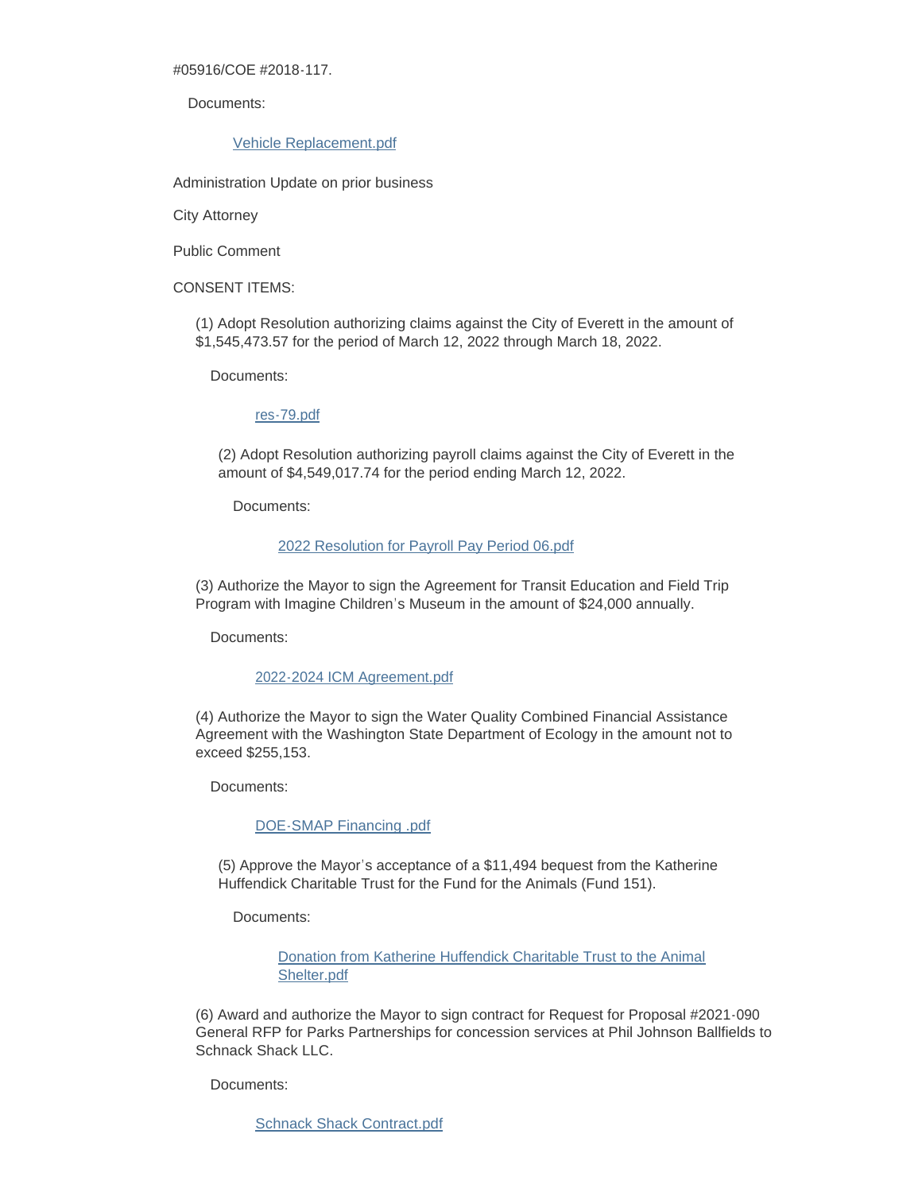#05916/COE #2018-117.

Documents:

Vehicle Replacement.pdf

Administration Update on prior business

City Attorney

Public Comment

CONSENT ITEMS:

(1) Adopt Resolution authorizing claims against the City of Everett in the amount of $1,545,473.57 for the period of March 12, 2022 through March 18, 2022.

Documents:

res-79.pdf

(2) Adopt Resolution authorizing payroll claims against the City of Everett in the amount of $4,549,017.74 for the period ending March 12, 2022.

Documents:

2022 Resolution for Payroll Pay Period 06.pdf

(3) Authorize the Mayor to sign the Agreement for Transit Education and Field Trip Program with Imagine Children's Museum in the amount of $24,000 annually.

Documents:

2022-2024 ICM Agreement.pdf

(4) Authorize the Mayor to sign the Water Quality Combined Financial Assistance Agreement with the Washington State Department of Ecology in the amount not to exceed $255,153.

Documents:

DOE-SMAP Financing .pdf

(5) Approve the Mayor's acceptance of a $11,494 bequest from the Katherine Huffendick Charitable Trust for the Fund for the Animals (Fund 151).

Documents:

Donation from Katherine Huffendick Charitable Trust to the Animal Shelter.pdf

(6) Award and authorize the Mayor to sign contract for Request for Proposal #2021-090 General RFP for Parks Partnerships for concession services at Phil Johnson Ballfields to Schnack Shack LLC.

Documents:

Schnack Shack Contract.pdf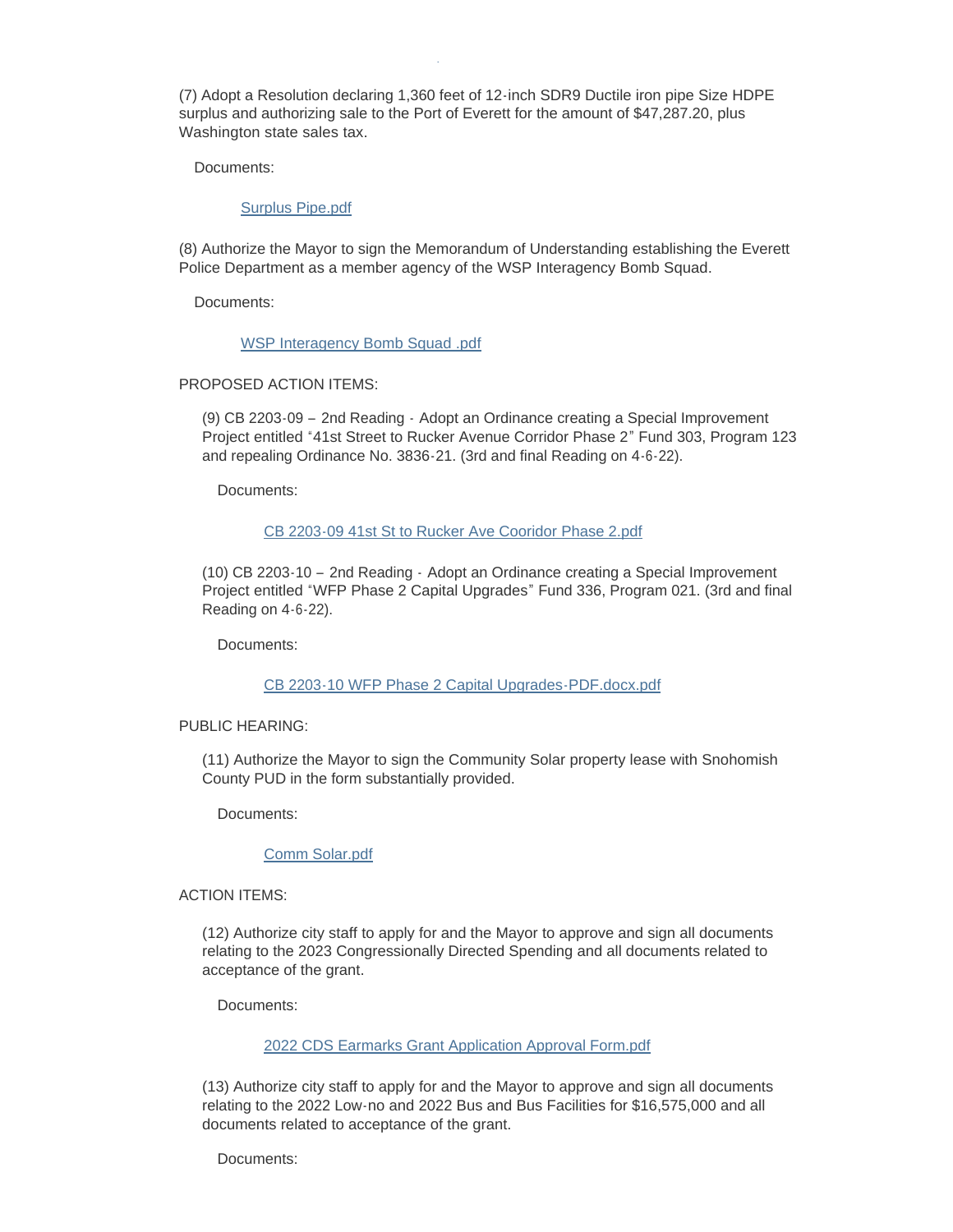(7) Adopt a Resolution declaring 1,360 feet of 12-inch SDR9 Ductile iron pipe Size HDPE surplus and authorizing sale to the Port of Everett for the amount of $47,287.20, plus Washington state sales tax.

Documents:

Surplus Pipe.pdf

(8) Authorize the Mayor to sign the Memorandum of Understanding establishing the Everett Police Department as a member agency of the WSP Interagency Bomb Squad.

Documents:

WSP Interagency Bomb Squad .pdf

PROPOSED ACTION ITEMS:

(9) CB 2203-09 – 2nd Reading - Adopt an Ordinance creating a Special Improvement Project entitled "41st Street to Rucker Avenue Corridor Phase 2" Fund 303, Program 123 and repealing Ordinance No. 3836-21. (3rd and final Reading on 4-6-22).

Documents:

CB 2203-09 41st St to Rucker Ave Cooridor Phase 2.pdf

(10) CB 2203-10 – 2nd Reading - Adopt an Ordinance creating a Special Improvement Project entitled "WFP Phase 2 Capital Upgrades" Fund 336, Program 021. (3rd and final Reading on 4-6-22).

Documents:

CB 2203-10 WFP Phase 2 Capital Upgrades-PDF.docx.pdf

PUBLIC HEARING:

(11) Authorize the Mayor to sign the Community Solar property lease with Snohomish County PUD in the form substantially provided.

Documents:

Comm Solar.pdf

ACTION ITEMS:

(12) Authorize city staff to apply for and the Mayor to approve and sign all documents relating to the 2023 Congressionally Directed Spending and all documents related to acceptance of the grant.

Documents:

2022 CDS Earmarks Grant Application Approval Form.pdf

(13) Authorize city staff to apply for and the Mayor to approve and sign all documents relating to the 2022 Low-no and 2022 Bus and Bus Facilities for $16,575,000 and all documents related to acceptance of the grant.

Documents: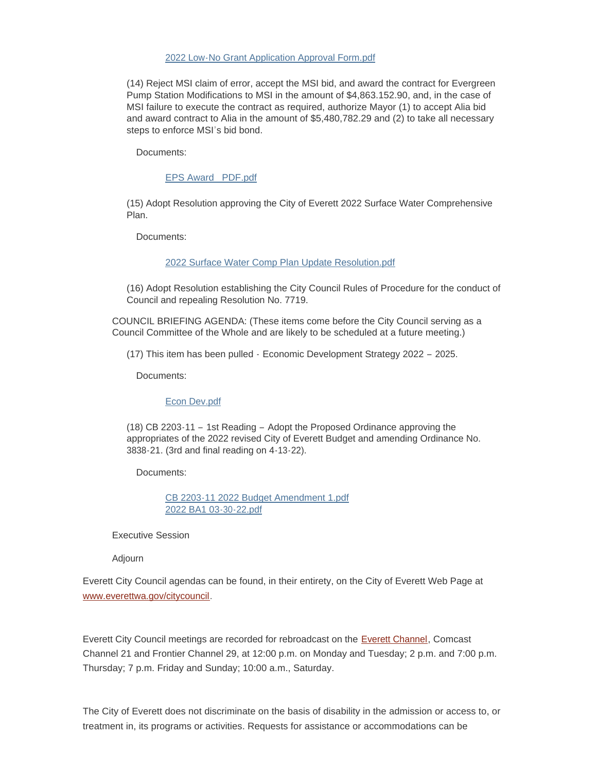[2022 Low-No Grant Application Approval Form.pdf]

(14) Reject MSI claim of error, accept the MSI bid, and award the contract for Evergreen Pump Station Modifications to MSI in the amount of $4,863.152.90, and, in the case of MSI failure to execute the contract as required, authorize Mayor (1) to accept Alia bid and award contract to Alia in the amount of $5,480,782.29 and (2) to take all necessary steps to enforce MSI's bid bond.

Documents:

[EPS Award PDF.pdf]

(15) Adopt Resolution approving the City of Everett 2022 Surface Water Comprehensive Plan.

Documents:

[2022 Surface Water Comp Plan Update Resolution.pdf]

(16) Adopt Resolution establishing the City Council Rules of Procedure for the conduct of Council and repealing Resolution No. 7719.

COUNCIL BRIEFING AGENDA: (These items come before the City Council serving as a Council Committee of the Whole and are likely to be scheduled at a future meeting.)

(17) This item has been pulled - Economic Development Strategy 2022 – 2025.

Documents:

[Econ Dev.pdf]

(18) CB 2203-11 – 1st Reading – Adopt the Proposed Ordinance approving the appropriates of the 2022 revised City of Everett Budget and amending Ordinance No. 3838-21. (3rd and final reading on 4-13-22).

Documents:

[CB 2203-11 2022 Budget Amendment 1.pdf]
[2022 BA1 03-30-22.pdf]

Executive Session

Adjourn

Everett City Council agendas can be found, in their entirety, on the City of Everett Web Page at www.everettwa.gov/citycouncil.

Everett City Council meetings are recorded for rebroadcast on the Everett Channel, Comcast Channel 21 and Frontier Channel 29, at 12:00 p.m. on Monday and Tuesday; 2 p.m. and 7:00 p.m. Thursday; 7 p.m. Friday and Sunday; 10:00 a.m., Saturday.

The City of Everett does not discriminate on the basis of disability in the admission or access to, or treatment in, its programs or activities. Requests for assistance or accommodations can be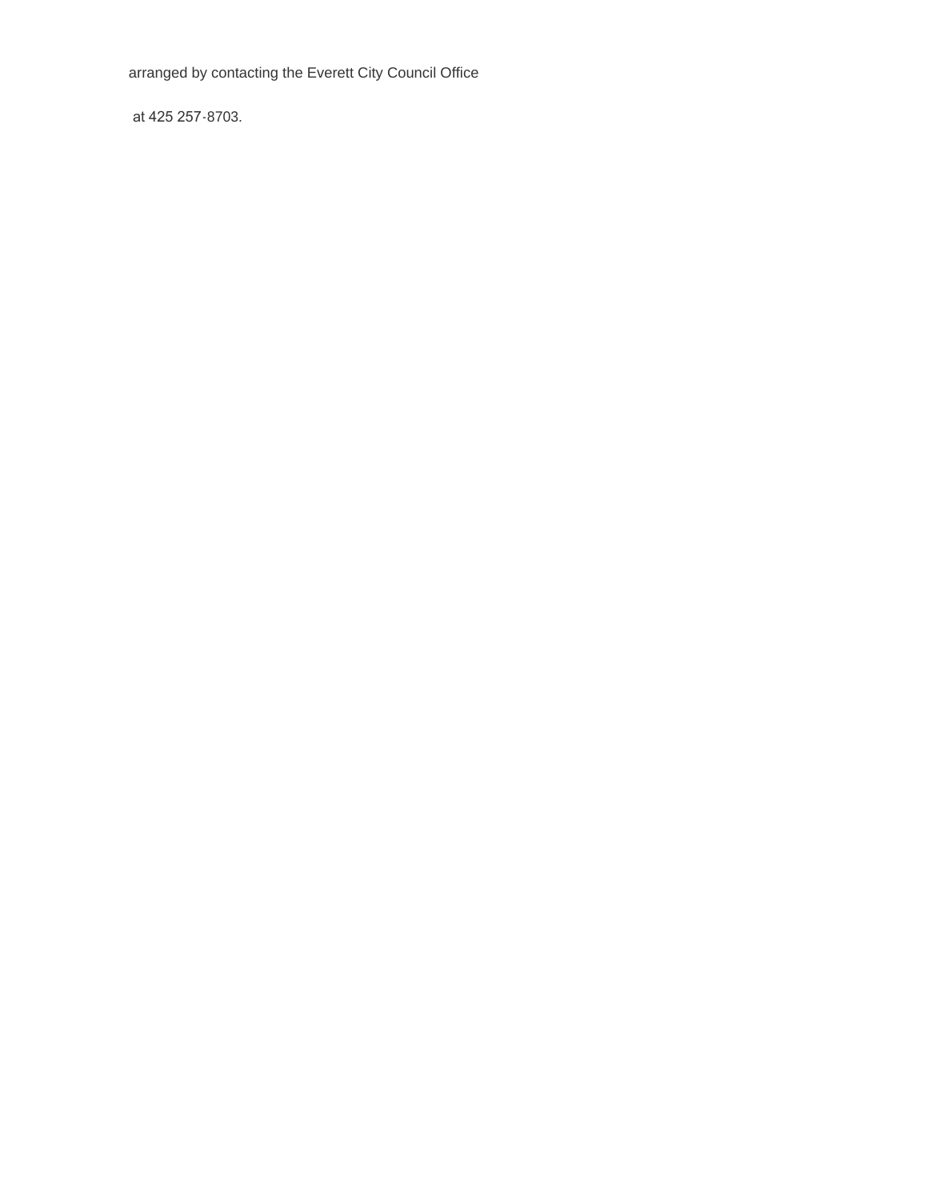arranged by contacting the Everett City Council Office

at 425 257-8703.